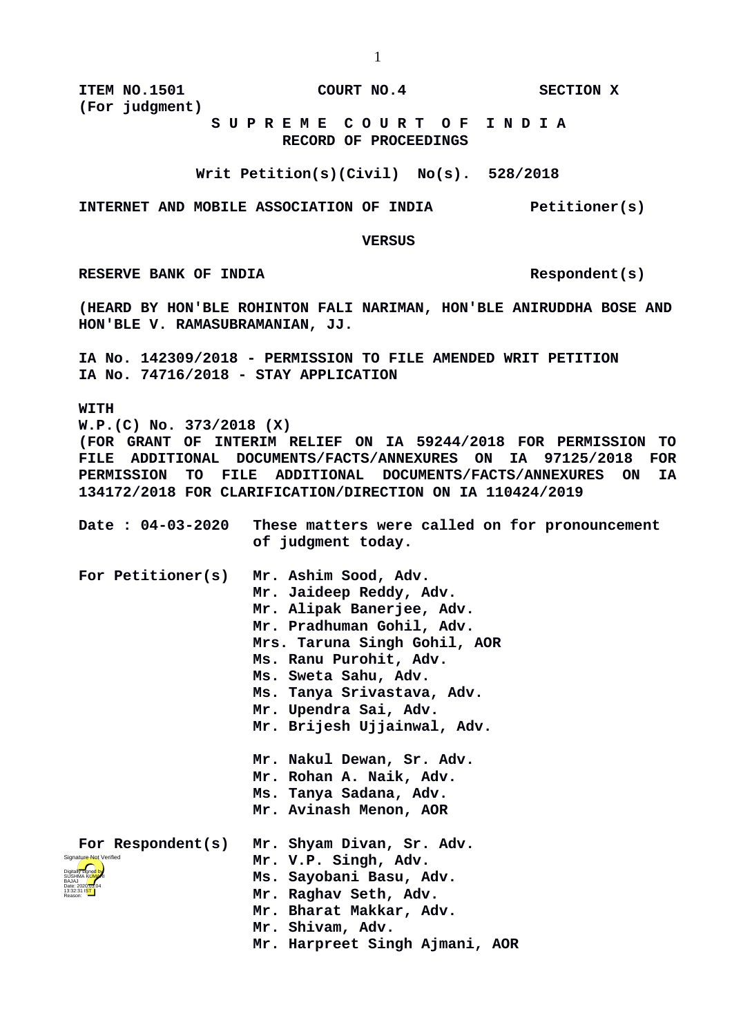**ITEM NO.1501** **COURT NO.4** **SECTION X**
**(For judgment)**

**S U P R E M E C O U R T O F I N D I A**
**RECORD OF PROCEEDINGS**

**Writ Petition(s)(Civil) No(s). 528/2018**

**INTERNET AND MOBILE ASSOCIATION OF INDIA** **Petitioner(s)**

**VERSUS**

**RESERVE BANK OF INDIA** **Respondent(s)**

**(HEARD BY HON'BLE ROHINTON FALI NARIMAN, HON'BLE ANIRUDDHA BOSE AND HON'BLE V. RAMASUBRAMANIAN, JJ.**

**IA No. 142309/2018 - PERMISSION TO FILE AMENDED WRIT PETITION**
**IA No. 74716/2018 - STAY APPLICATION**

**WITH**
**W.P.(C) No. 373/2018 (X)**
**(FOR GRANT OF INTERIM RELIEF ON IA 59244/2018 FOR PERMISSION TO FILE ADDITIONAL DOCUMENTS/FACTS/ANNEXURES ON IA 97125/2018 FOR PERMISSION TO FILE ADDITIONAL DOCUMENTS/FACTS/ANNEXURES ON IA 134172/2018 FOR CLARIFICATION/DIRECTION ON IA 110424/2019**

**Date : 04-03-2020** **These matters were called on for pronouncement of judgment today.**

**For Petitioner(s)**
**Mr. Ashim Sood, Adv.**
**Mr. Jaideep Reddy, Adv.**
**Mr. Alipak Banerjee, Adv.**
**Mr. Pradhuman Gohil, Adv.**
**Mrs. Taruna Singh Gohil, AOR**
**Ms. Ranu Purohit, Adv.**
**Ms. Sweta Sahu, Adv.**
**Ms. Tanya Srivastava, Adv.**
**Mr. Upendra Sai, Adv.**
**Mr. Brijesh Ujjainwal, Adv.**

**Mr. Nakul Dewan, Sr. Adv.**
**Mr. Rohan A. Naik, Adv.**
**Ms. Tanya Sadana, Adv.**
**Mr. Avinash Menon, AOR**

**For Respondent(s)**
**Mr. Shyam Divan, Sr. Adv.**
**Mr. V.P. Singh, Adv.**
**Ms. Sayobani Basu, Adv.**
**Mr. Raghav Seth, Adv.**
**Mr. Bharat Makkar, Adv.**
**Mr. Shivam, Adv.**
**Mr. Harpreet Singh Ajmani, AOR**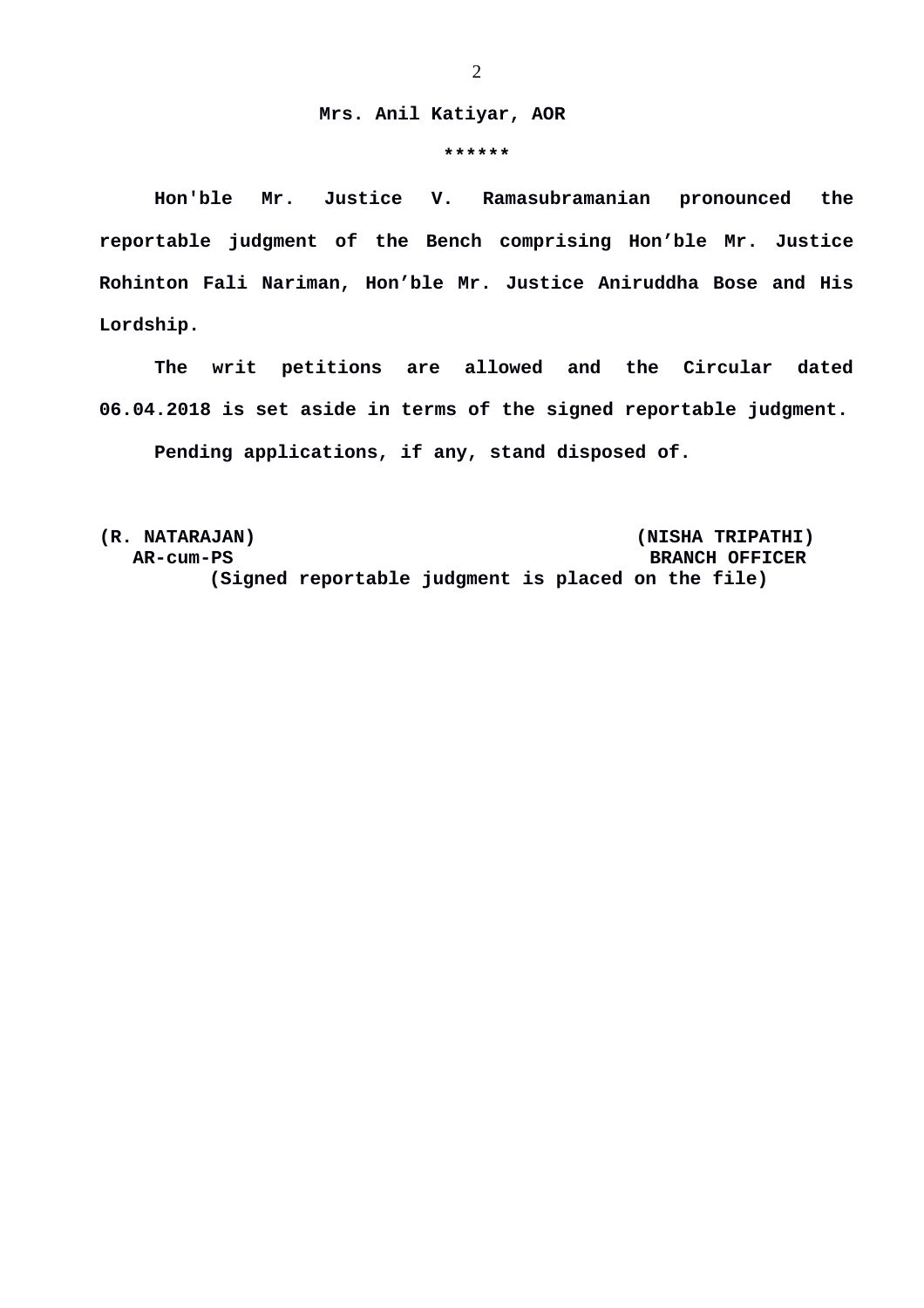**Mrs. Anil Katiyar, AOR**

**\*\*\*\*\*\***

**Hon'ble Mr. Justice V. Ramasubramanian pronounced the reportable judgment of the Bench comprising Hon'ble Mr. Justice Rohinton Fali Nariman, Hon'ble Mr. Justice Aniruddha Bose and His Lordship.**

**The writ petitions are allowed and the Circular dated 06.04.2018 is set aside in terms of the signed reportable judgment.**

**Pending applications, if any, stand disposed of.**

| | |
|---|---|
| **(R. NATARAJAN)** | **(NISHA TRIPATHI)** |
| **AR-cum-PS** | **BRANCH OFFICER** |

**(Signed reportable judgment is placed on the file)**